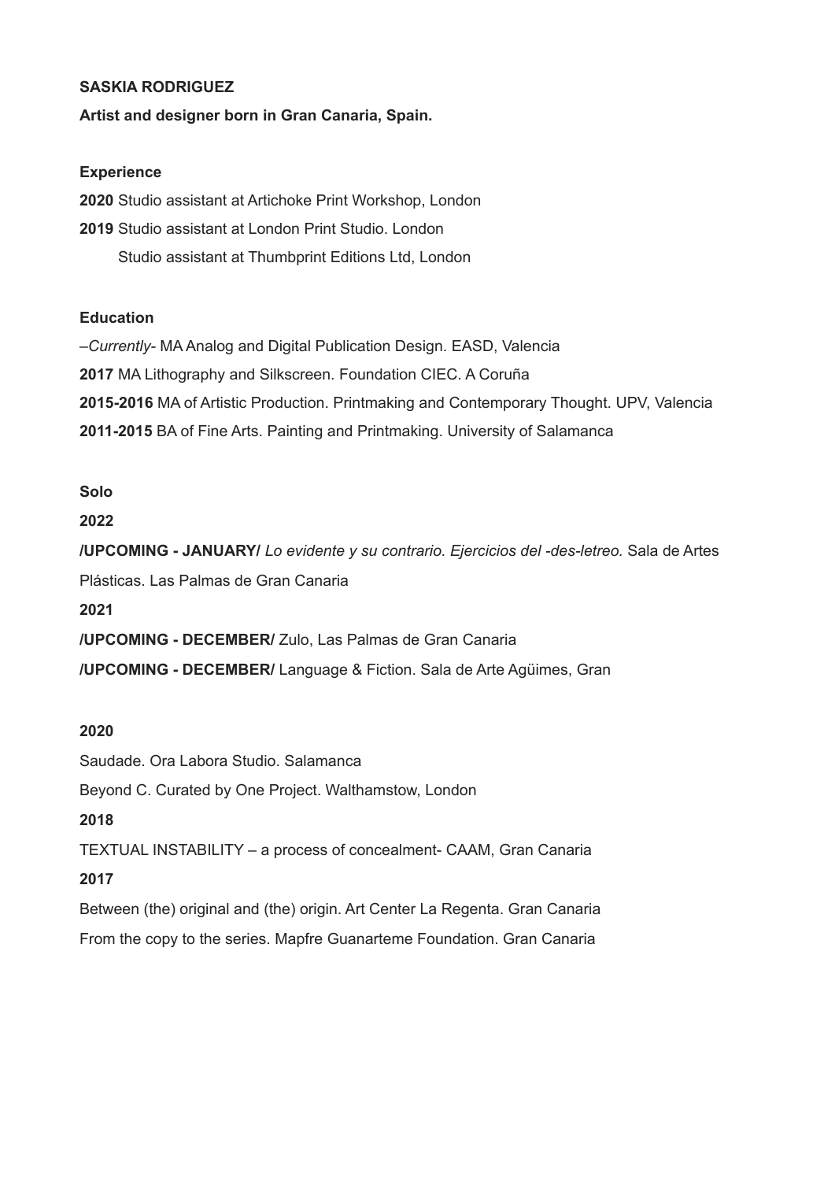**SASKIA RODRIGUEZ**

**Artist and designer born in Gran Canaria, Spain.**

**Experience**

**2020** Studio assistant at Artichoke Print Workshop, London

**2019** Studio assistant at London Print Studio. London

Studio assistant at Thumbprint Editions Ltd, London

**Education**

–*Currently*- MA Analog and Digital Publication Design. EASD, Valencia

**2017** MA Lithography and Silkscreen. Foundation CIEC. A Coruña

**2015-2016** MA of Artistic Production. Printmaking and Contemporary Thought. UPV, Valencia

**2011-2015** BA of Fine Arts. Painting and Printmaking. University of Salamanca

**Solo**

**2022**

**/UPCOMING - JANUARY/** *Lo evidente y su contrario. Ejercicios del -des-letreo.* Sala de Artes Plásticas. Las Palmas de Gran Canaria

**2021**

**/UPCOMING - DECEMBER/** Zulo, Las Palmas de Gran Canaria

**/UPCOMING - DECEMBER/** Language & Fiction. Sala de Arte Agüimes, Gran

**2020**

Saudade. Ora Labora Studio. Salamanca

Beyond C. Curated by One Project. Walthamstow, London

**2018**

TEXTUAL INSTABILITY – a process of concealment- CAAM, Gran Canaria

**2017**

Between (the) original and (the) origin. Art Center La Regenta. Gran Canaria

From the copy to the series. Mapfre Guanarteme Foundation. Gran Canaria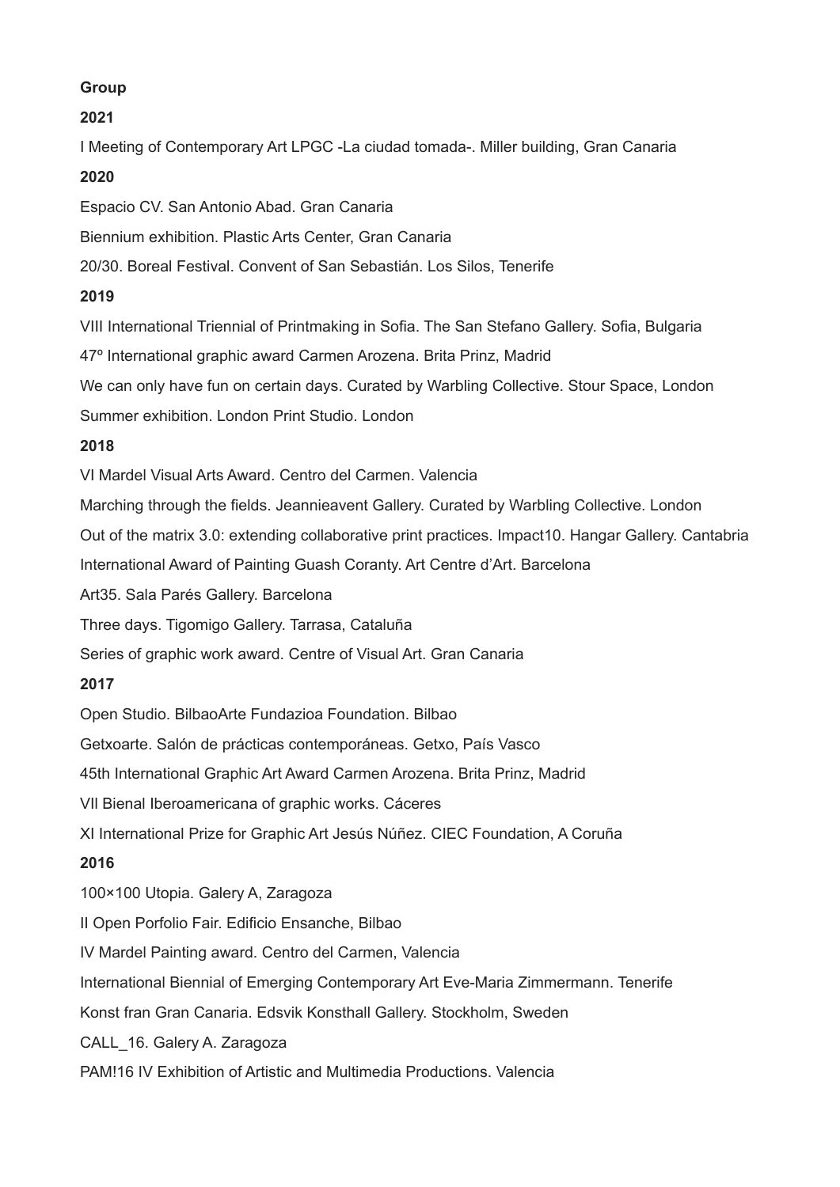**Group**

**2021**

I Meeting of Contemporary Art LPGC -La ciudad tomada-. Miller building, Gran Canaria

**2020**

Espacio CV. San Antonio Abad. Gran Canaria

Biennium exhibition. Plastic Arts Center, Gran Canaria

20/30. Boreal Festival. Convent of San Sebastián. Los Silos, Tenerife

**2019**

VIII International Triennial of Printmaking in Sofia. The San Stefano Gallery. Sofia, Bulgaria

47º International graphic award Carmen Arozena. Brita Prinz, Madrid

We can only have fun on certain days. Curated by Warbling Collective. Stour Space, London

Summer exhibition. London Print Studio. London

**2018**

VI Mardel Visual Arts Award. Centro del Carmen. Valencia

Marching through the fields. Jeannieavent Gallery. Curated by Warbling Collective. London

Out of the matrix 3.0: extending collaborative print practices. Impact10. Hangar Gallery. Cantabria

International Award of Painting Guash Coranty. Art Centre d'Art. Barcelona

Art35. Sala Parés Gallery. Barcelona

Three days. Tigomigo Gallery. Tarrasa, Cataluña

Series of graphic work award. Centre of Visual Art. Gran Canaria

**2017**

Open Studio. BilbaoArte Fundazioa Foundation. Bilbao

Getxoarte. Salón de prácticas contemporáneas. Getxo, País Vasco

45th International Graphic Art Award Carmen Arozena. Brita Prinz, Madrid

VII Bienal Iberoamericana of graphic works. Cáceres

XI International Prize for Graphic Art Jesús Núñez. CIEC Foundation, A Coruña

**2016**

100×100 Utopia. Galery A, Zaragoza

II Open Porfolio Fair. Edificio Ensanche, Bilbao

IV Mardel Painting award. Centro del Carmen, Valencia

International Biennial of Emerging Contemporary Art Eve-Maria Zimmermann. Tenerife

Konst fran Gran Canaria. Edsvik Konsthall Gallery. Stockholm, Sweden

CALL_16. Galery A. Zaragoza

PAM!16 IV Exhibition of Artistic and Multimedia Productions. Valencia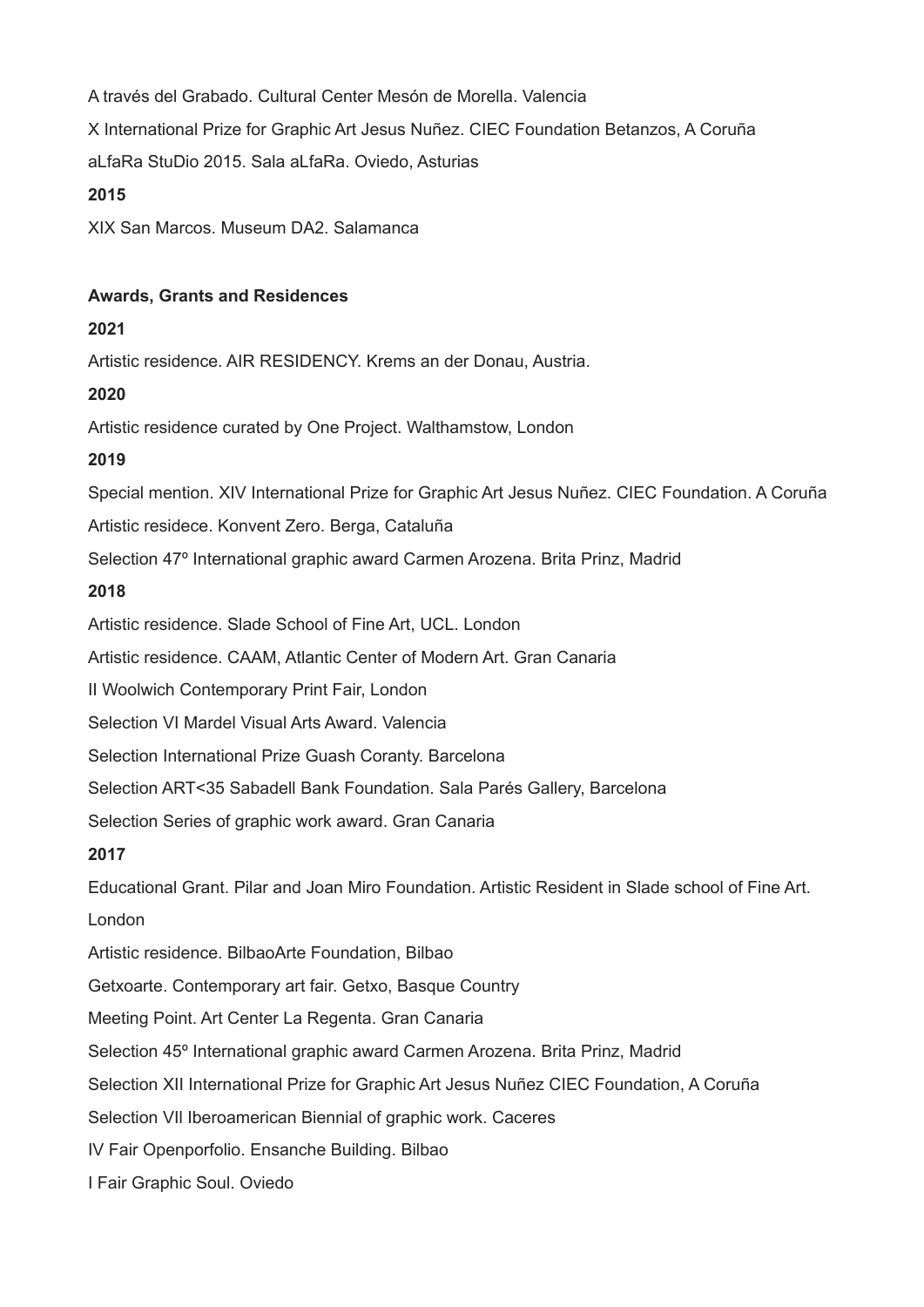A través del Grabado. Cultural Center Mesón de Morella. Valencia

X International Prize for Graphic Art Jesus Nuñez. CIEC Foundation Betanzos, A Coruña

aLfaRa StuDio 2015. Sala aLfaRa. Oviedo, Asturias

**2015**

XIX San Marcos. Museum DA2. Salamanca

**Awards, Grants and Residences**

**2021**

Artistic residence. AIR RESIDENCY. Krems an der Donau, Austria.

**2020**

Artistic residence curated by One Project. Walthamstow, London

**2019**

Special mention. XIV International Prize for Graphic Art Jesus Nuñez. CIEC Foundation. A Coruña

Artistic residece. Konvent Zero. Berga, Cataluña

Selection 47º International graphic award Carmen Arozena. Brita Prinz, Madrid

**2018**

Artistic residence. Slade School of Fine Art, UCL. London

Artistic residence. CAAM, Atlantic Center of Modern Art. Gran Canaria

II Woolwich Contemporary Print Fair, London

Selection VI Mardel Visual Arts Award. Valencia

Selection International Prize Guash Coranty. Barcelona

Selection ART<35 Sabadell Bank Foundation. Sala Parés Gallery, Barcelona

Selection Series of graphic work award. Gran Canaria

**2017**

Educational Grant. Pilar and Joan Miro Foundation. Artistic Resident in Slade school of Fine Art. London

Artistic residence. BilbaoArte Foundation, Bilbao

Getxoarte. Contemporary art fair. Getxo, Basque Country

Meeting Point. Art Center La Regenta. Gran Canaria

Selection 45º International graphic award Carmen Arozena. Brita Prinz, Madrid

Selection XII International Prize for Graphic Art Jesus Nuñez CIEC Foundation, A Coruña

Selection VII Iberoamerican Biennial of graphic work. Caceres

IV Fair Openporfolio. Ensanche Building. Bilbao

I Fair Graphic Soul. Oviedo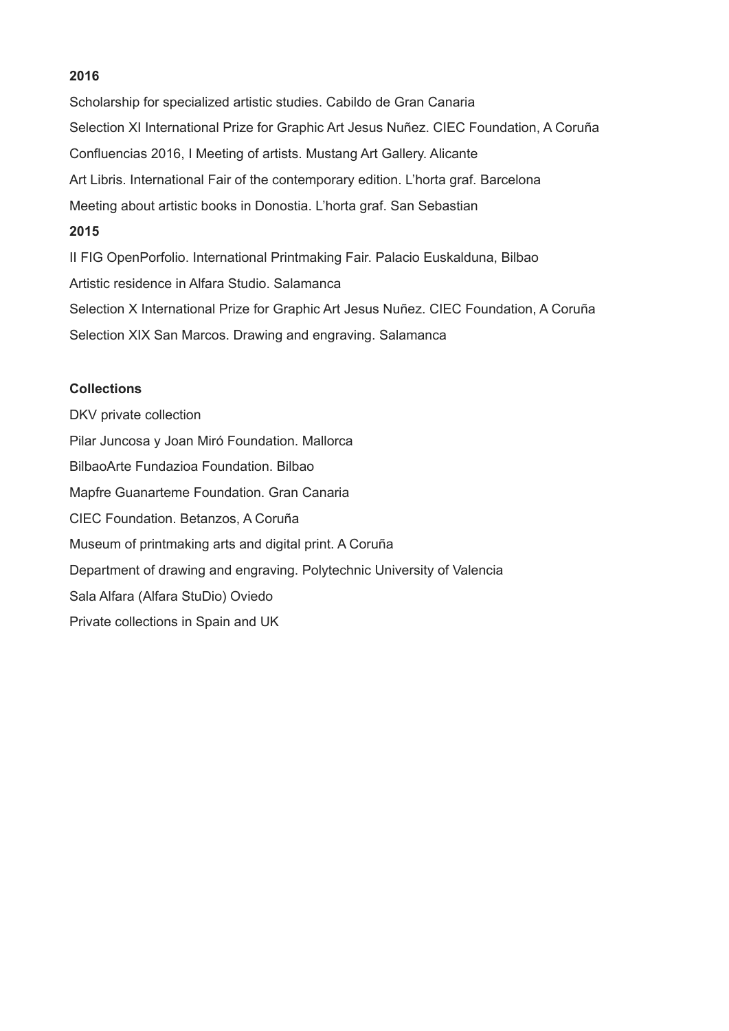**2016**

Scholarship for specialized artistic studies. Cabildo de Gran Canaria

Selection XI International Prize for Graphic Art Jesus Nuñez. CIEC Foundation, A Coruña

Confluencias 2016, I Meeting of artists. Mustang Art Gallery. Alicante

Art Libris. International Fair of the contemporary edition. L'horta graf. Barcelona

Meeting about artistic books in Donostia. L'horta graf. San Sebastian

**2015**

II FIG OpenPorfolio. International Printmaking Fair. Palacio Euskalduna, Bilbao

Artistic residence in Alfara Studio. Salamanca

Selection X International Prize for Graphic Art Jesus Nuñez. CIEC Foundation, A Coruña

Selection XIX San Marcos. Drawing and engraving. Salamanca

**Collections**

DKV private collection

Pilar Juncosa y Joan Miró Foundation. Mallorca

BilbaoArte Fundazioa Foundation. Bilbao

Mapfre Guanarteme Foundation. Gran Canaria

CIEC Foundation. Betanzos, A Coruña

Museum of printmaking arts and digital print. A Coruña

Department of drawing and engraving. Polytechnic University of Valencia

Sala Alfara (Alfara StuDio) Oviedo

Private collections in Spain and UK